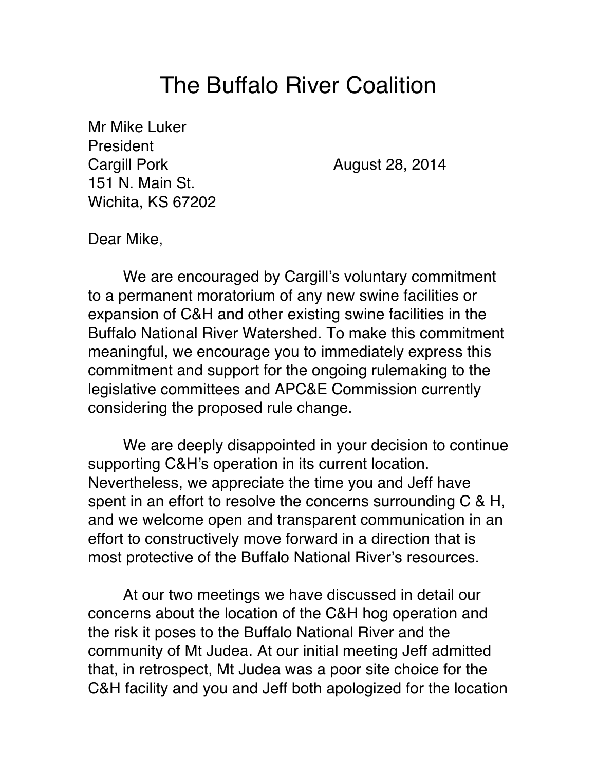# The Buffalo River Coalition

Mr Mike Luker
President
Cargill Pork
151 N. Main St.
Wichita, KS 67202

August 28, 2014

Dear Mike,

We are encouraged by Cargill's voluntary commitment to a permanent moratorium of any new swine facilities or expansion of C&H and other existing swine facilities in the Buffalo National River Watershed. To make this commitment meaningful, we encourage you to immediately express this commitment and support for the ongoing rulemaking to the legislative committees and APC&E Commission currently considering the proposed rule change.

We are deeply disappointed in your decision to continue supporting C&H's operation in its current location. Nevertheless, we appreciate the time you and Jeff have spent in an effort to resolve the concerns surrounding C & H, and we welcome open and transparent communication in an effort to constructively move forward in a direction that is most protective of the Buffalo National River's resources.

At our two meetings we have discussed in detail our concerns about the location of the C&H hog operation and the risk it poses to the Buffalo National River and the community of Mt Judea. At our initial meeting Jeff admitted that, in retrospect, Mt Judea was a poor site choice for the C&H facility and you and Jeff both apologized for the location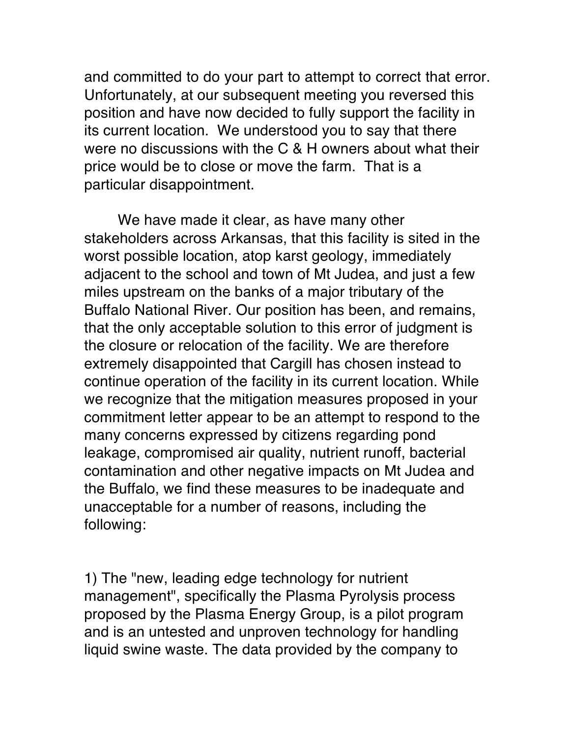and committed to do your part to attempt to correct that error. Unfortunately, at our subsequent meeting you reversed this position and have now decided to fully support the facility in its current location. We understood you to say that there were no discussions with the C & H owners about what their price would be to close or move the farm. That is a particular disappointment.

We have made it clear, as have many other stakeholders across Arkansas, that this facility is sited in the worst possible location, atop karst geology, immediately adjacent to the school and town of Mt Judea, and just a few miles upstream on the banks of a major tributary of the Buffalo National River. Our position has been, and remains, that the only acceptable solution to this error of judgment is the closure or relocation of the facility. We are therefore extremely disappointed that Cargill has chosen instead to continue operation of the facility in its current location. While we recognize that the mitigation measures proposed in your commitment letter appear to be an attempt to respond to the many concerns expressed by citizens regarding pond leakage, compromised air quality, nutrient runoff, bacterial contamination and other negative impacts on Mt Judea and the Buffalo, we find these measures to be inadequate and unacceptable for a number of reasons, including the following:

1) The "new, leading edge technology for nutrient management", specifically the Plasma Pyrolysis process proposed by the Plasma Energy Group, is a pilot program and is an untested and unproven technology for handling liquid swine waste. The data provided by the company to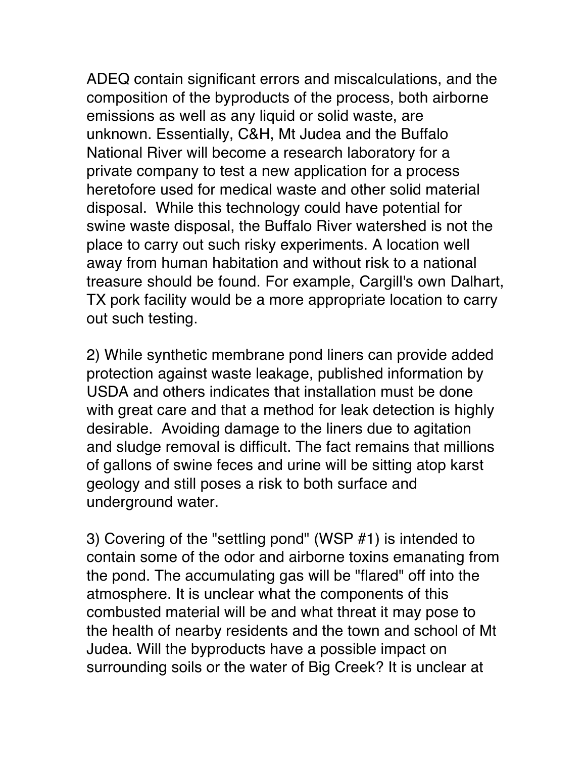ADEQ contain significant errors and miscalculations, and the composition of the byproducts of the process, both airborne emissions as well as any liquid or solid waste, are unknown. Essentially, C&H, Mt Judea and the Buffalo National River will become a research laboratory for a private company to test a new application for a process heretofore used for medical waste and other solid material disposal. While this technology could have potential for swine waste disposal, the Buffalo River watershed is not the place to carry out such risky experiments. A location well away from human habitation and without risk to a national treasure should be found. For example, Cargill's own Dalhart, TX pork facility would be a more appropriate location to carry out such testing.

2) While synthetic membrane pond liners can provide added protection against waste leakage, published information by USDA and others indicates that installation must be done with great care and that a method for leak detection is highly desirable. Avoiding damage to the liners due to agitation and sludge removal is difficult. The fact remains that millions of gallons of swine feces and urine will be sitting atop karst geology and still poses a risk to both surface and underground water.

3) Covering of the "settling pond" (WSP #1) is intended to contain some of the odor and airborne toxins emanating from the pond. The accumulating gas will be "flared" off into the atmosphere. It is unclear what the components of this combusted material will be and what threat it may pose to the health of nearby residents and the town and school of Mt Judea. Will the byproducts have a possible impact on surrounding soils or the water of Big Creek? It is unclear at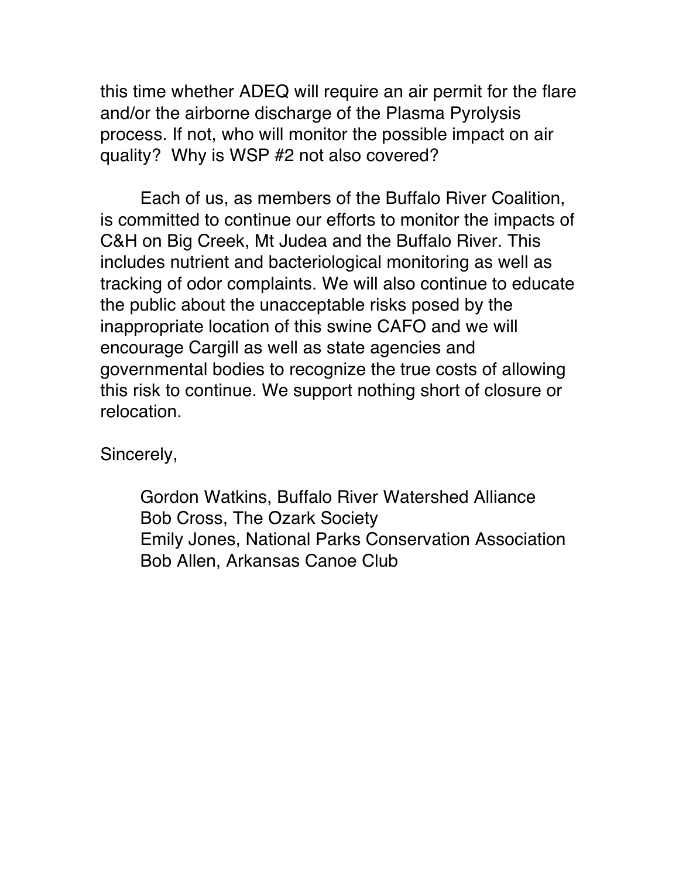this time whether ADEQ will require an air permit for the flare and/or the airborne discharge of the Plasma Pyrolysis process. If not, who will monitor the possible impact on air quality? Why is WSP #2 not also covered?

Each of us, as members of the Buffalo River Coalition, is committed to continue our efforts to monitor the impacts of C&H on Big Creek, Mt Judea and the Buffalo River. This includes nutrient and bacteriological monitoring as well as tracking of odor complaints. We will also continue to educate the public about the unacceptable risks posed by the inappropriate location of this swine CAFO and we will encourage Cargill as well as state agencies and governmental bodies to recognize the true costs of allowing this risk to continue. We support nothing short of closure or relocation.

Sincerely,

Gordon Watkins, Buffalo River Watershed Alliance
Bob Cross, The Ozark Society
Emily Jones, National Parks Conservation Association
Bob Allen, Arkansas Canoe Club